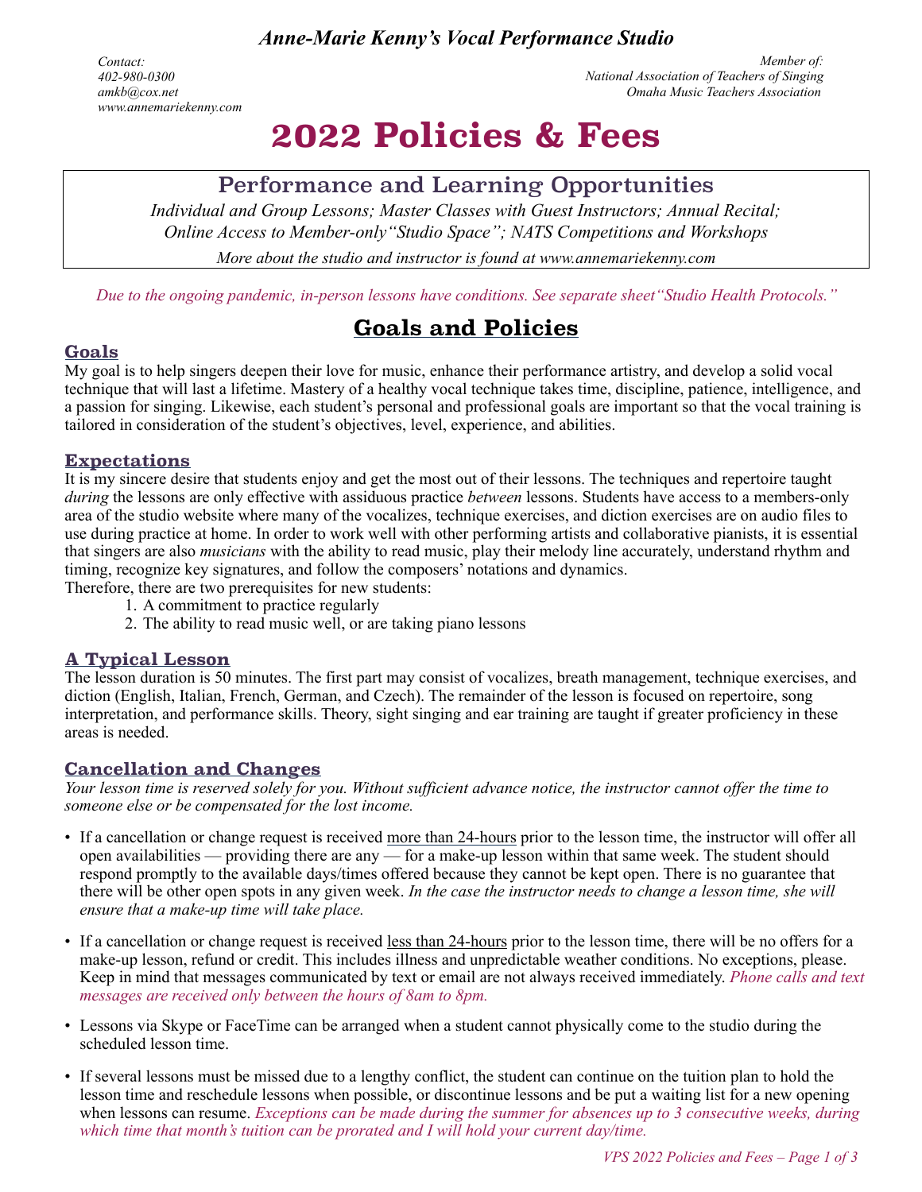*Anne-Marie Kenny's Vocal Performance Studio*

*Contact:*
*402-980-0300*
*amkb@cox.net*
*www.annemariekenny.com*

*Member of:*
*National Association of Teachers of Singing*
*Omaha Music Teachers Association*

# 2022 Policies & Fees

## Performance and Learning Opportunities

*Individual and Group Lessons; Master Classes with Guest Instructors; Annual Recital; Online Access to Member-only "Studio Space"; NATS Competitions and Workshops*

*More about the studio and instructor is found at www.annemariekenny.com*

*Due to the ongoing pandemic, in-person lessons have conditions. See separate sheet "Studio Health Protocols."*

## Goals and Policies

### Goals

My goal is to help singers deepen their love for music, enhance their performance artistry, and develop a solid vocal technique that will last a lifetime. Mastery of a healthy vocal technique takes time, discipline, patience, intelligence, and a passion for singing. Likewise, each student's personal and professional goals are important so that the vocal training is tailored in consideration of the student's objectives, level, experience, and abilities.

### Expectations

It is my sincere desire that students enjoy and get the most out of their lessons. The techniques and repertoire taught *during* the lessons are only effective with assiduous practice *between* lessons. Students have access to a members-only area of the studio website where many of the vocalizes, technique exercises, and diction exercises are on audio files to use during practice at home. In order to work well with other performing artists and collaborative pianists, it is essential that singers are also *musicians* with the ability to read music, play their melody line accurately, understand rhythm and timing, recognize key signatures, and follow the composers' notations and dynamics.

Therefore, there are two prerequisites for new students:

1. A commitment to practice regularly
2. The ability to read music well, or are taking piano lessons

### A Typical Lesson

The lesson duration is 50 minutes. The first part may consist of vocalizes, breath management, technique exercises, and diction (English, Italian, French, German, and Czech). The remainder of the lesson is focused on repertoire, song interpretation, and performance skills. Theory, sight singing and ear training are taught if greater proficiency in these areas is needed.

### Cancellation and Changes

*Your lesson time is reserved solely for you. Without sufficient advance notice, the instructor cannot offer the time to someone else or be compensated for the lost income.*

- If a cancellation or change request is received more than 24-hours prior to the lesson time, the instructor will offer all open availabilities — providing there are any — for a make-up lesson within that same week. The student should respond promptly to the available days/times offered because they cannot be kept open. There is no guarantee that there will be other open spots in any given week. *In the case the instructor needs to change a lesson time, she will ensure that a make-up time will take place.*
- If a cancellation or change request is received less than 24-hours prior to the lesson time, there will be no offers for a make-up lesson, refund or credit. This includes illness and unpredictable weather conditions. No exceptions, please. Keep in mind that messages communicated by text or email are not always received immediately. *Phone calls and text messages are received only between the hours of 8am to 8pm.*
- Lessons via Skype or FaceTime can be arranged when a student cannot physically come to the studio during the scheduled lesson time.
- If several lessons must be missed due to a lengthy conflict, the student can continue on the tuition plan to hold the lesson time and reschedule lessons when possible, or discontinue lessons and be put a waiting list for a new opening when lessons can resume. *Exceptions can be made during the summer for absences up to 3 consecutive weeks, during which time that month's tuition can be prorated and I will hold your current day/time.*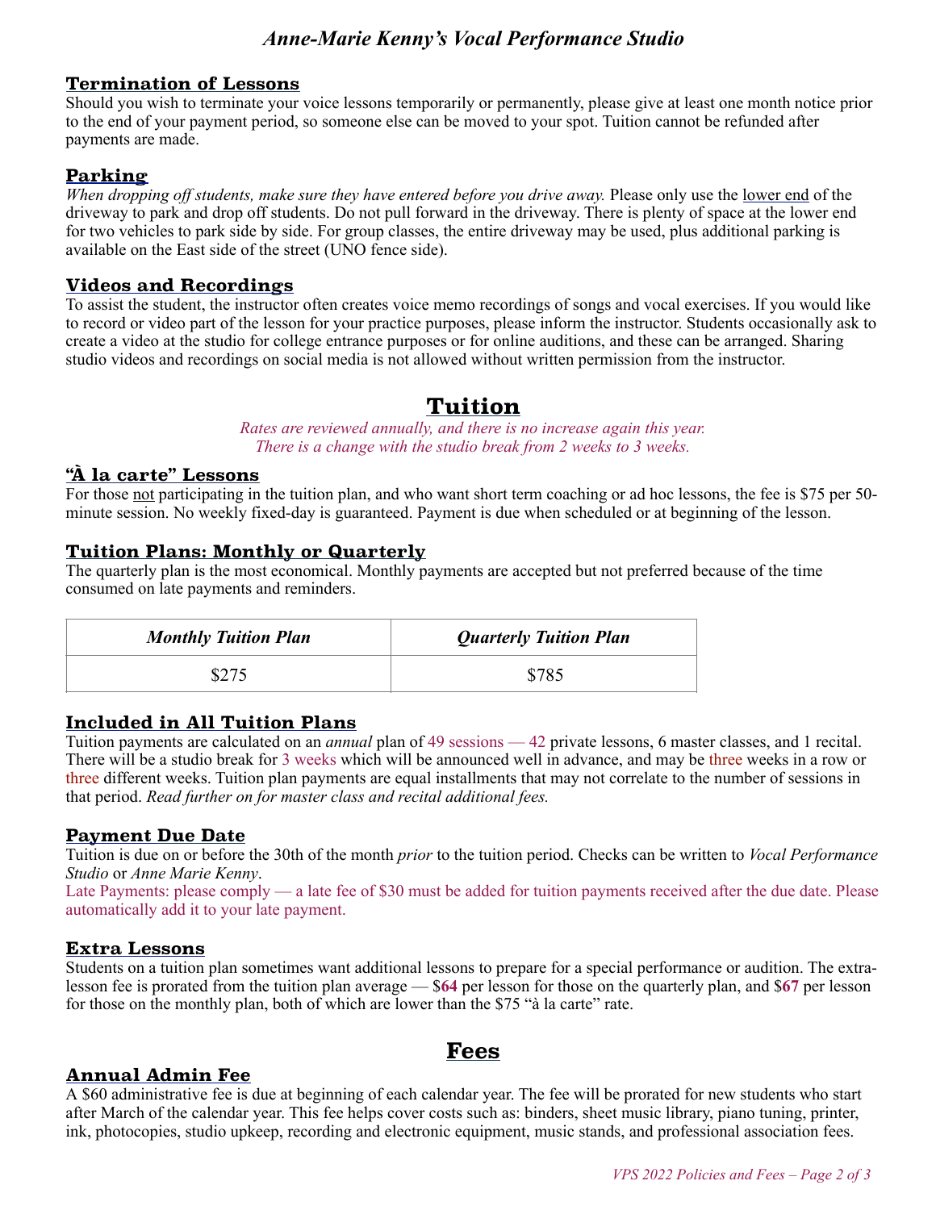# *Anne-Marie Kenny's Vocal Performance Studio*

## Termination of Lessons

Should you wish to terminate your voice lessons temporarily or permanently, please give at least one month notice prior to the end of your payment period, so someone else can be moved to your spot. Tuition cannot be refunded after payments are made.

## Parking

*When dropping off students, make sure they have entered before you drive away.* Please only use the lower end of the driveway to park and drop off students. Do not pull forward in the driveway. There is plenty of space at the lower end for two vehicles to park side by side. For group classes, the entire driveway may be used, plus additional parking is available on the East side of the street (UNO fence side).

## Videos and Recordings

To assist the student, the instructor often creates voice memo recordings of songs and vocal exercises. If you would like to record or video part of the lesson for your practice purposes, please inform the instructor. Students occasionally ask to create a video at the studio for college entrance purposes or for online auditions, and these can be arranged. Sharing studio videos and recordings on social media is not allowed without written permission from the instructor.

# Tuition

*Rates are reviewed annually, and there is no increase again this year.*
*There is a change with the studio break from 2 weeks to 3 weeks.*

## "À la carte" Lessons

For those not participating in the tuition plan, and who want short term coaching or ad hoc lessons, the fee is $75 per 50-minute session. No weekly fixed-day is guaranteed. Payment is due when scheduled or at beginning of the lesson.

## Tuition Plans: Monthly or Quarterly

The quarterly plan is the most economical. Monthly payments are accepted but not preferred because of the time consumed on late payments and reminders.

| *Monthly Tuition Plan* | *Quarterly Tuition Plan* |
|---|---|
| $275 | $785 |

## Included in All Tuition Plans

Tuition payments are calculated on an *annual* plan of 49 sessions — 42 private lessons, 6 master classes, and 1 recital. There will be a studio break for 3 weeks which will be announced well in advance, and may be three weeks in a row or three different weeks. Tuition plan payments are equal installments that may not correlate to the number of sessions in that period. *Read further on for master class and recital additional fees.*

## Payment Due Date

Tuition is due on or before the 30th of the month *prior* to the tuition period. Checks can be written to *Vocal Performance Studio* or *Anne Marie Kenny*.
Late Payments: please comply — a late fee of $30 must be added for tuition payments received after the due date. Please automatically add it to your late payment.

## Extra Lessons

Students on a tuition plan sometimes want additional lessons to prepare for a special performance or audition. The extra-lesson fee is prorated from the tuition plan average — $**64** per lesson for those on the quarterly plan, and $**67** per lesson for those on the monthly plan, both of which are lower than the $75 "à la carte" rate.

# Fees

## Annual Admin Fee

A $60 administrative fee is due at beginning of each calendar year. The fee will be prorated for new students who start after March of the calendar year. This fee helps cover costs such as: binders, sheet music library, piano tuning, printer, ink, photocopies, studio upkeep, recording and electronic equipment, music stands, and professional association fees.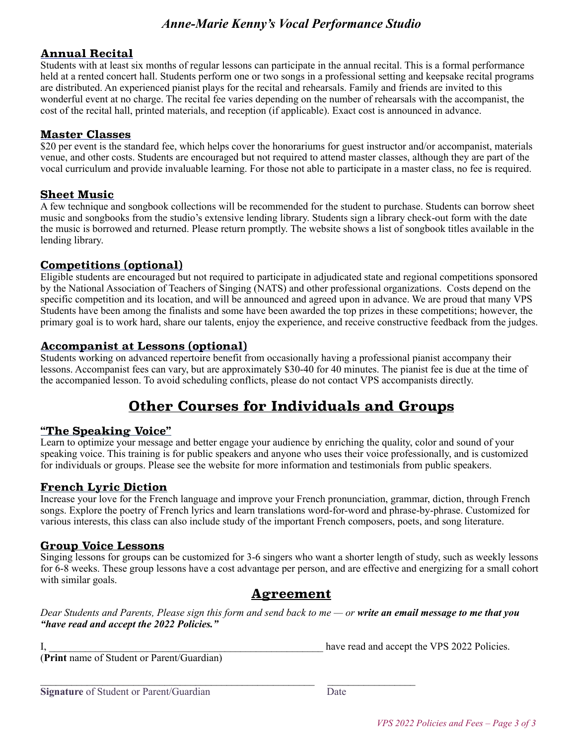## Annual Recital

Students with at least six months of regular lessons can participate in the annual recital. This is a formal performance held at a rented concert hall. Students perform one or two songs in a professional setting and keepsake recital programs are distributed. An experienced pianist plays for the recital and rehearsals. Family and friends are invited to this wonderful event at no charge. The recital fee varies depending on the number of rehearsals with the accompanist, the cost of the recital hall, printed materials, and reception (if applicable). Exact cost is announced in advance.

## Master Classes

$20 per event is the standard fee, which helps cover the honorariums for guest instructor and/or accompanist, materials venue, and other costs. Students are encouraged but not required to attend master classes, although they are part of the vocal curriculum and provide invaluable learning. For those not able to participate in a master class, no fee is required.

## Sheet Music

A few technique and songbook collections will be recommended for the student to purchase. Students can borrow sheet music and songbooks from the studio's extensive lending library. Students sign a library check-out form with the date the music is borrowed and returned. Please return promptly. The website shows a list of songbook titles available in the lending library.

## Competitions (optional)

Eligible students are encouraged but not required to participate in adjudicated state and regional competitions sponsored by the National Association of Teachers of Singing (NATS) and other professional organizations. Costs depend on the specific competition and its location, and will be announced and agreed upon in advance. We are proud that many VPS Students have been among the finalists and some have been awarded the top prizes in these competitions; however, the primary goal is to work hard, share our talents, enjoy the experience, and receive constructive feedback from the judges.

## Accompanist at Lessons (optional)

Students working on advanced repertoire benefit from occasionally having a professional pianist accompany their lessons. Accompanist fees can vary, but are approximately $30-40 for 40 minutes. The pianist fee is due at the time of the accompanied lesson. To avoid scheduling conflicts, please do not contact VPS accompanists directly.

# Other Courses for Individuals and Groups

## "The Speaking Voice"

Learn to optimize your message and better engage your audience by enriching the quality, color and sound of your speaking voice. This training is for public speakers and anyone who uses their voice professionally, and is customized for individuals or groups. Please see the website for more information and testimonials from public speakers.

## French Lyric Diction

Increase your love for the French language and improve your French pronunciation, grammar, diction, through French songs. Explore the poetry of French lyrics and learn translations word-for-word and phrase-by-phrase. Customized for various interests, this class can also include study of the important French composers, poets, and song literature.

## Group Voice Lessons

Singing lessons for groups can be customized for 3-6 singers who want a shorter length of study, such as weekly lessons for 6-8 weeks. These group lessons have a cost advantage per person, and are effective and energizing for a small cohort with similar goals.

# Agreement

*Dear Students and Parents, Please sign this form and send back to me — or **write an email message to me that you "have read and accept the 2022 Policies."***

I, _______________________________________________________ have read and accept the VPS 2022 Policies.
(**Print** name of Student or Parent/Guardian)

_______________________________________________________ _________________
**Signature** of Student or Parent/Guardian Date